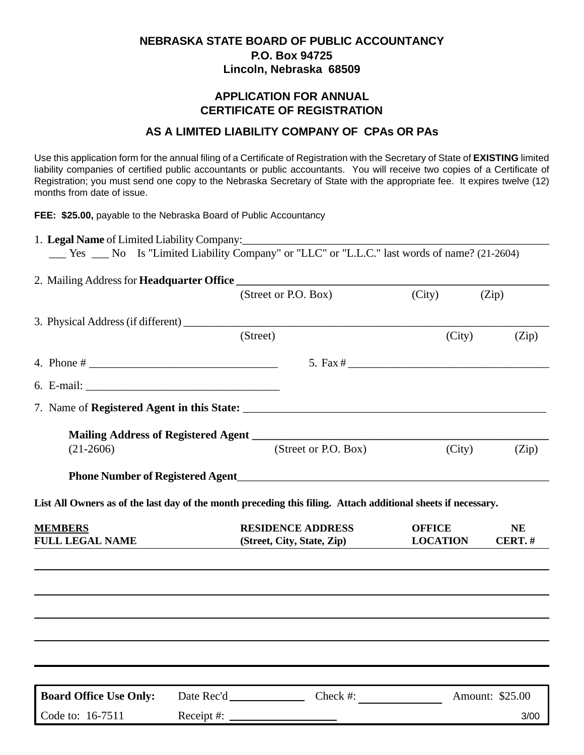# NEBRASKA STATE BOARD OF PUBLIC ACCOUNTANCY

**P.O. Box 94725**
**Lincoln, Nebraska 68509**

## APPLICATION FOR ANNUAL CERTIFICATE OF REGISTRATION

### AS A LIMITED LIABILITY COMPANY OF CPAs OR PAs

Use this application form for the annual filing of a Certificate of Registration with the Secretary of State of **EXISTING** limited liability companies of certified public accountants or public accountants. You will receive two copies of a Certificate of Registration; you must send one copy to the Nebraska Secretary of State with the appropriate fee. It expires twelve (12) months from date of issue.

**FEE: $25.00,** payable to the Nebraska Board of Public Accountancy

1. **Legal Name** of Limited Liability Company:________________________________________________
   ___ Yes ___ No Is "Limited Liability Company" or "LLC" or "L.L.C." last words of name? (21-2604)

2. Mailing Address for **Headquarter Office** ________________________________________________
   (Street or P.O. Box) (City) (Zip)

3. Physical Address (if different) ________________________________________________
   (Street) (City) (Zip)

4. Phone # ______________________________ 5. Fax # ______________________________

6. E-mail: ______________________________

7. Name of **Registered Agent in this State:** ________________________________________________

   **Mailing Address of Registered Agent** ________________________________________________
   (21-2606) (Street or P.O. Box) (City) (Zip)

   **Phone Number of Registered Agent**________________________________________________

**List All Owners as of the last day of the month preceding this filing. Attach additional sheets if necessary.**

| MEMBERS<br>FULL LEGAL NAME | RESIDENCE ADDRESS<br>(Street, City, State, Zip) | OFFICE<br>LOCATION | NE<br>CERT. # |
|---|---|---|---|
| | | | |
| | | | |
| | | | |
| | | | |
| | | | |

| **Board Office Use Only:** | Date Rec'd ________ | Check #: ________ | Amount: $25.00 |
|---|---|---|---|
| Code to: 16-7511 | Receipt #: ________ | | 3/00 |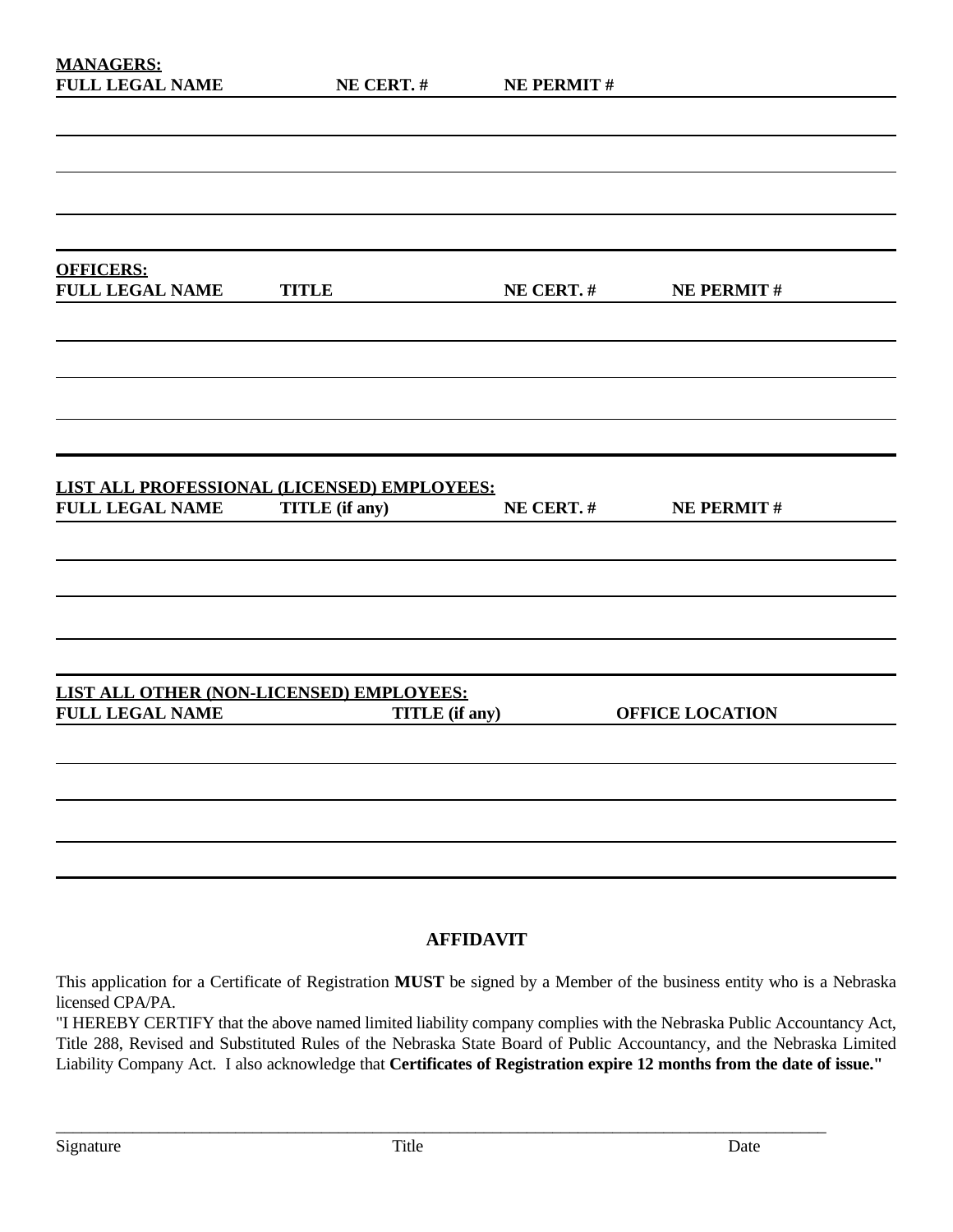**MANAGERS:**

| FULL LEGAL NAME | NE CERT. # | NE PERMIT # |
| --- | --- | --- |
| | | |
| | | |
| | | |
| | | |

**OFFICERS:**

| FULL LEGAL NAME | TITLE | NE CERT. # | NE PERMIT # |
| --- | --- | --- | --- |
| | | | |
| | | | |
| | | | |
| | | | |

**LIST ALL PROFESSIONAL (LICENSED) EMPLOYEES:**

| FULL LEGAL NAME | TITLE (if any) | NE CERT. # | NE PERMIT # |
| --- | --- | --- | --- |
| | | | |
| | | | |
| | | | |
| | | | |

**LIST ALL OTHER (NON-LICENSED) EMPLOYEES:**

| FULL LEGAL NAME | TITLE (if any) | OFFICE LOCATION |
| --- | --- | --- |
| | | |
| | | |
| | | |
| | | |

## AFFIDAVIT

This application for a Certificate of Registration **MUST** be signed by a Member of the business entity who is a Nebraska licensed CPA/PA.

"I HEREBY CERTIFY that the above named limited liability company complies with the Nebraska Public Accountancy Act, Title 288, Revised and Substituted Rules of the Nebraska State Board of Public Accountancy, and the Nebraska Limited Liability Company Act. I also acknowledge that **Certificates of Registration expire 12 months from the date of issue."**

\_\_\_\_\_\_\_\_\_\_\_\_\_\_\_\_\_\_\_\_\_\_\_\_\_\_\_\_\_\_\_\_\_\_\_\_\_\_\_\_\_\_\_\_\_\_\_\_\_\_\_\_\_\_\_\_\_\_\_\_\_\_\_\_\_\_\_\_\_\_\_\_

Signature Title Date